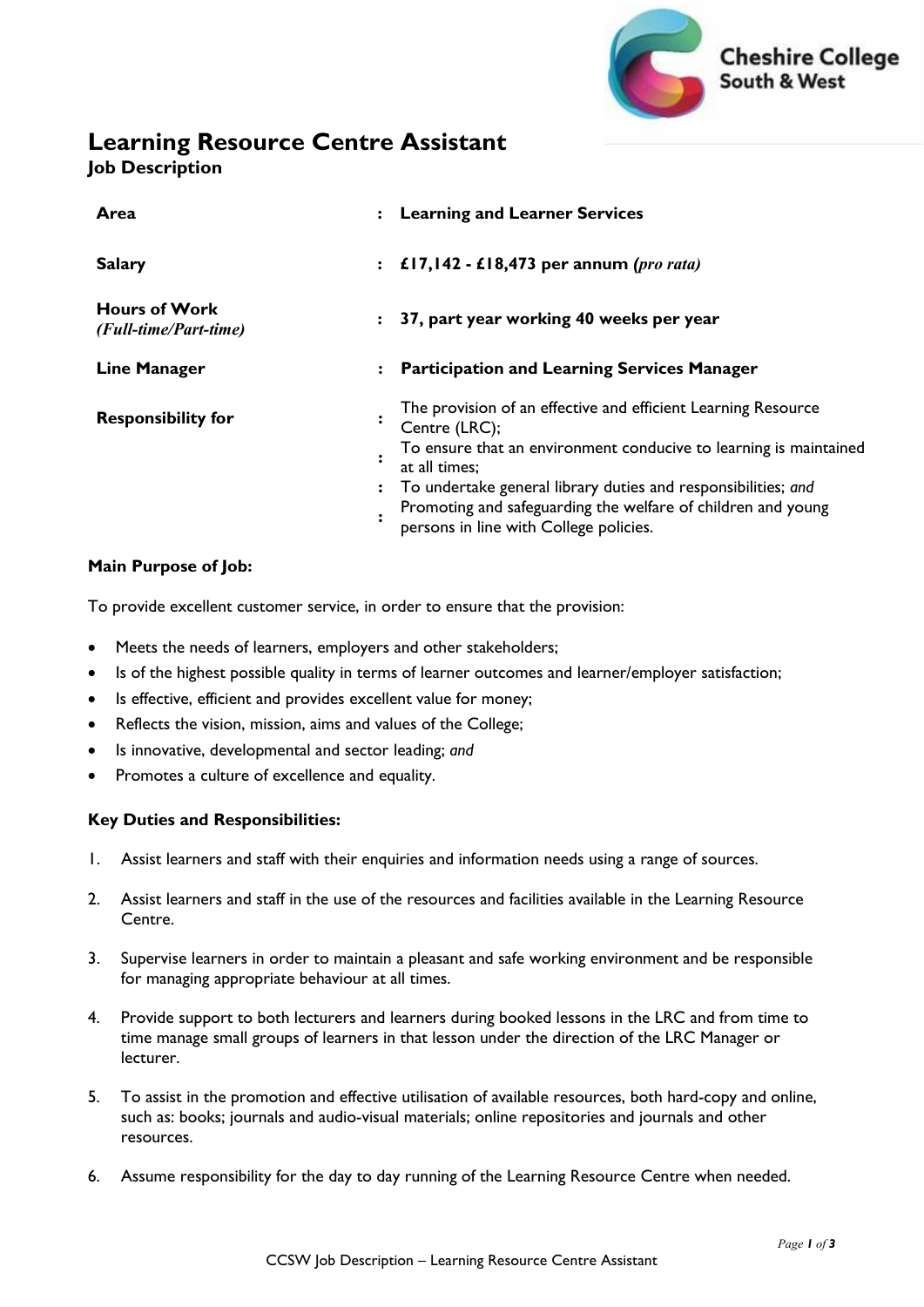Cheshire College South & West

# Learning Resource Centre Assistant

## Job Description

| | | |
|---|---|---|
| **Area** | : | **Learning and Learner Services** |
| **Salary** | : | **£17,142 - £18,473 per annum (*pro rata*)** |
| **Hours of Work** *(Full-time/Part-time)* | : | **37, part year working 40 weeks per year** |
| **Line Manager** | : | **Participation and Learning Services Manager** |
| **Responsibility for** | : | The provision of an effective and efficient Learning Resource Centre (LRC); |
| | : | To ensure that an environment conducive to learning is maintained at all times; |
| | : | To undertake general library duties and responsibilities; *and* |
| | : | Promoting and safeguarding the welfare of children and young persons in line with College policies. |

**Main Purpose of Job:**

To provide excellent customer service, in order to ensure that the provision:

- Meets the needs of learners, employers and other stakeholders;
- Is of the highest possible quality in terms of learner outcomes and learner/employer satisfaction;
- Is effective, efficient and provides excellent value for money;
- Reflects the vision, mission, aims and values of the College;
- Is innovative, developmental and sector leading; *and*
- Promotes a culture of excellence and equality.

**Key Duties and Responsibilities:**

1. Assist learners and staff with their enquiries and information needs using a range of sources.

2. Assist learners and staff in the use of the resources and facilities available in the Learning Resource Centre.

3. Supervise learners in order to maintain a pleasant and safe working environment and be responsible for managing appropriate behaviour at all times.

4. Provide support to both lecturers and learners during booked lessons in the LRC and from time to time manage small groups of learners in that lesson under the direction of the LRC Manager or lecturer.

5. To assist in the promotion and effective utilisation of available resources, both hard-copy and online, such as: books; journals and audio-visual materials; online repositories and journals and other resources.

6. Assume responsibility for the day to day running of the Learning Resource Centre when needed.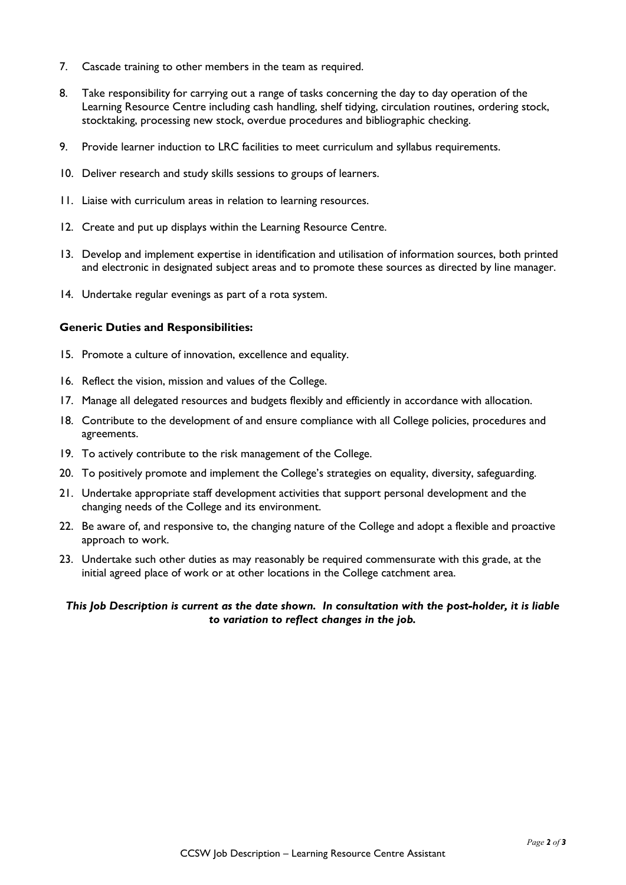7. Cascade training to other members in the team as required.

8. Take responsibility for carrying out a range of tasks concerning the day to day operation of the Learning Resource Centre including cash handling, shelf tidying, circulation routines, ordering stock, stocktaking, processing new stock, overdue procedures and bibliographic checking.

9. Provide learner induction to LRC facilities to meet curriculum and syllabus requirements.

10. Deliver research and study skills sessions to groups of learners.

11. Liaise with curriculum areas in relation to learning resources.

12. Create and put up displays within the Learning Resource Centre.

13. Develop and implement expertise in identification and utilisation of information sources, both printed and electronic in designated subject areas and to promote these sources as directed by line manager.

14. Undertake regular evenings as part of a rota system.

**Generic Duties and Responsibilities:**

15. Promote a culture of innovation, excellence and equality.

16. Reflect the vision, mission and values of the College.

17. Manage all delegated resources and budgets flexibly and efficiently in accordance with allocation.

18. Contribute to the development of and ensure compliance with all College policies, procedures and agreements.

19. To actively contribute to the risk management of the College.

20. To positively promote and implement the College's strategies on equality, diversity, safeguarding.

21. Undertake appropriate staff development activities that support personal development and the changing needs of the College and its environment.

22. Be aware of, and responsive to, the changing nature of the College and adopt a flexible and proactive approach to work.

23. Undertake such other duties as may reasonably be required commensurate with this grade, at the initial agreed place of work or at other locations in the College catchment area.

***This Job Description is current as the date shown. In consultation with the post-holder, it is liable to variation to reflect changes in the job.***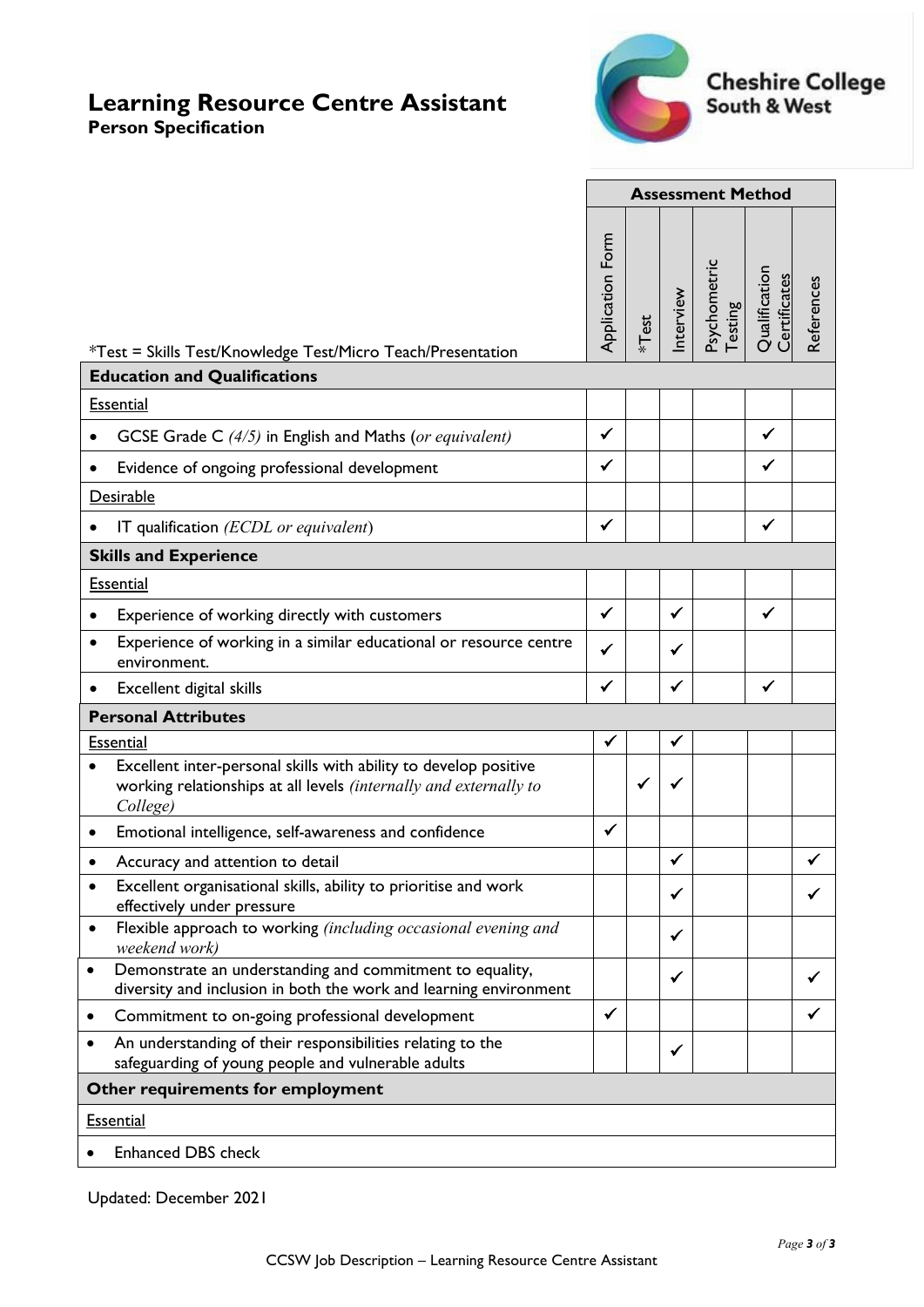# Learning Resource Centre Assistant

**Person Specification**

| | Assessment Method | | | | | |
|---|---|---|---|---|---|---|
| *Test = Skills Test/Knowledge Test/Micro Teach/Presentation | Application Form | *Test | Interview | Psychometric Testing | Qualification Certificates | References |
| **Education and Qualifications** | | | | | | |
| Essential | | | | | | |
| • GCSE Grade C *(4/5)* in English and Maths (*or equivalent)* | ✓ | | | | ✓ | |
| • Evidence of ongoing professional development | ✓ | | | | ✓ | |
| Desirable | | | | | | |
| • IT qualification *(ECDL or equivalent*) | ✓ | | | | ✓ | |
| **Skills and Experience** | | | | | | |
| Essential | | | | | | |
| • Experience of working directly with customers | ✓ | | ✓ | | ✓ | |
| • Experience of working in a similar educational or resource centre environment. | ✓ | | ✓ | | | |
| • Excellent digital skills | ✓ | | ✓ | | ✓ | |
| **Personal Attributes** | | | | | | |
| Essential | ✓ | | ✓ | | | |
| • Excellent inter-personal skills with ability to develop positive working relationships at all levels *(internally and externally to College)* | | ✓ | ✓ | | | |
| • Emotional intelligence, self-awareness and confidence | ✓ | | | | | |
| • Accuracy and attention to detail | | | ✓ | | | ✓ |
| • Excellent organisational skills, ability to prioritise and work effectively under pressure | | | ✓ | | | ✓ |
| • Flexible approach to working *(including occasional evening and weekend work)* | | | ✓ | | | |
| • Demonstrate an understanding and commitment to equality, diversity and inclusion in both the work and learning environment | | | ✓ | | | ✓ |
| • Commitment to on-going professional development | ✓ | | | | | ✓ |
| • An understanding of their responsibilities relating to the safeguarding of young people and vulnerable adults | | | ✓ | | | |
| **Other requirements for employment** | | | | | | |
| Essential | | | | | | |
| • Enhanced DBS check | | | | | | |

Updated: December 2021

CCSW Job Description – Learning Resource Centre Assistant